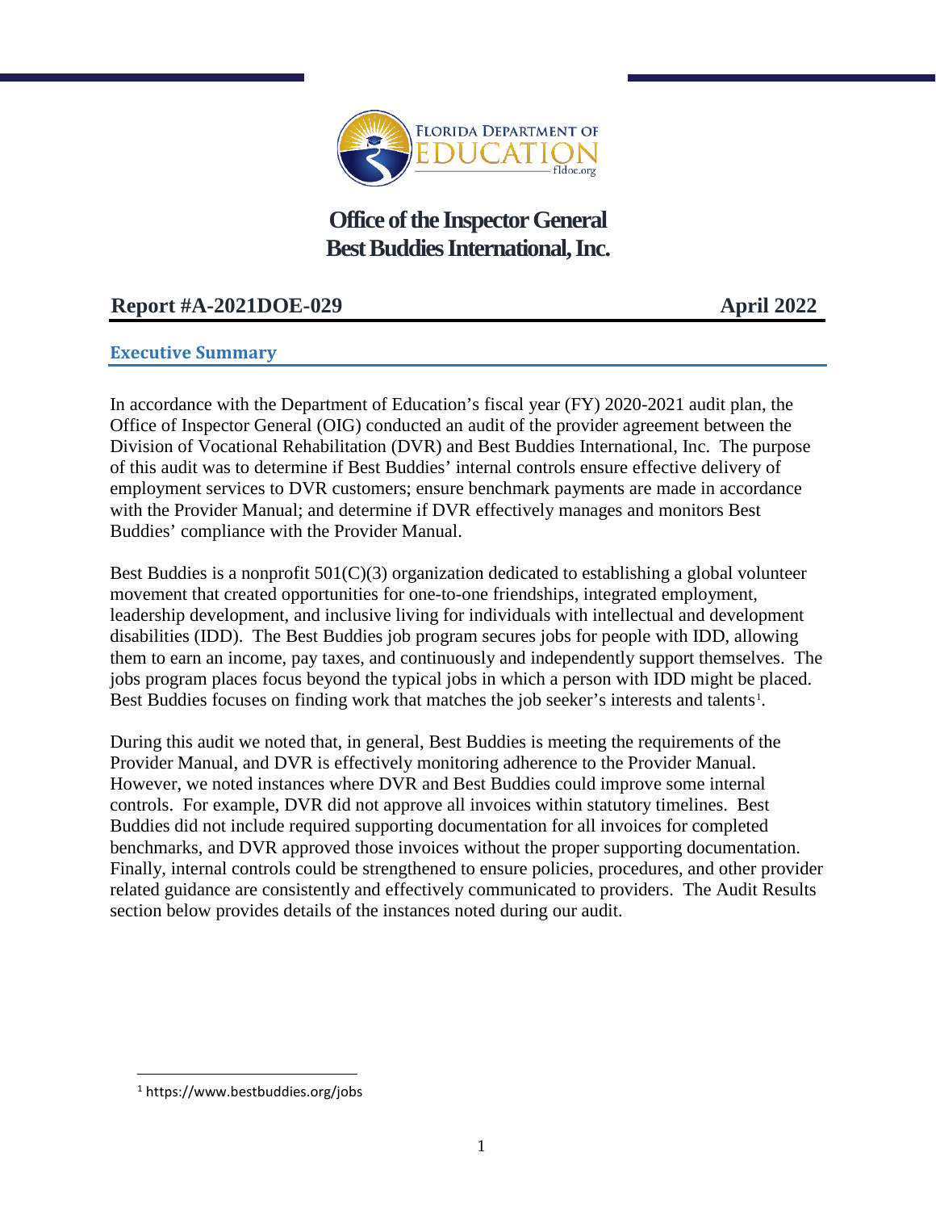# Office of the Inspector General
# Best Buddies International, Inc.

**Report #A-2021DOE-029** **April 2022**

## Executive Summary

In accordance with the Department of Education's fiscal year (FY) 2020-2021 audit plan, the Office of Inspector General (OIG) conducted an audit of the provider agreement between the Division of Vocational Rehabilitation (DVR) and Best Buddies International, Inc. The purpose of this audit was to determine if Best Buddies' internal controls ensure effective delivery of employment services to DVR customers; ensure benchmark payments are made in accordance with the Provider Manual; and determine if DVR effectively manages and monitors Best Buddies' compliance with the Provider Manual.

Best Buddies is a nonprofit 501(C)(3) organization dedicated to establishing a global volunteer movement that created opportunities for one-to-one friendships, integrated employment, leadership development, and inclusive living for individuals with intellectual and development disabilities (IDD). The Best Buddies job program secures jobs for people with IDD, allowing them to earn an income, pay taxes, and continuously and independently support themselves. The jobs program places focus beyond the typical jobs in which a person with IDD might be placed. Best Buddies focuses on finding work that matches the job seeker's interests and talents[1].

During this audit we noted that, in general, Best Buddies is meeting the requirements of the Provider Manual, and DVR is effectively monitoring adherence to the Provider Manual. However, we noted instances where DVR and Best Buddies could improve some internal controls. For example, DVR did not approve all invoices within statutory timelines. Best Buddies did not include required supporting documentation for all invoices for completed benchmarks, and DVR approved those invoices without the proper supporting documentation. Finally, internal controls could be strengthened to ensure policies, procedures, and other provider related guidance are consistently and effectively communicated to providers. The Audit Results section below provides details of the instances noted during our audit.

---

[1] https://www.bestbuddies.org/jobs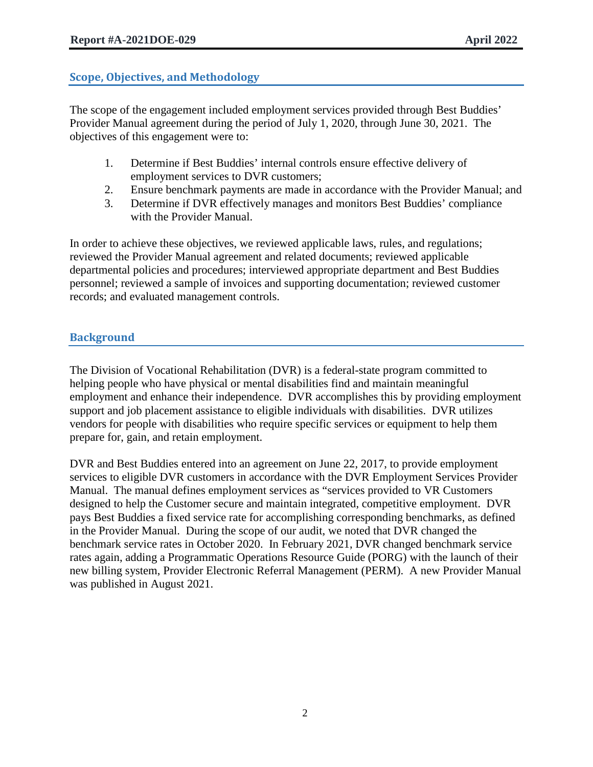## Scope, Objectives, and Methodology

The scope of the engagement included employment services provided through Best Buddies' Provider Manual agreement during the period of July 1, 2020, through June 30, 2021. The objectives of this engagement were to:

1. Determine if Best Buddies' internal controls ensure effective delivery of employment services to DVR customers;
2. Ensure benchmark payments are made in accordance with the Provider Manual; and
3. Determine if DVR effectively manages and monitors Best Buddies' compliance with the Provider Manual.

In order to achieve these objectives, we reviewed applicable laws, rules, and regulations; reviewed the Provider Manual agreement and related documents; reviewed applicable departmental policies and procedures; interviewed appropriate department and Best Buddies personnel; reviewed a sample of invoices and supporting documentation; reviewed customer records; and evaluated management controls.

## Background

The Division of Vocational Rehabilitation (DVR) is a federal-state program committed to helping people who have physical or mental disabilities find and maintain meaningful employment and enhance their independence. DVR accomplishes this by providing employment support and job placement assistance to eligible individuals with disabilities. DVR utilizes vendors for people with disabilities who require specific services or equipment to help them prepare for, gain, and retain employment.

DVR and Best Buddies entered into an agreement on June 22, 2017, to provide employment services to eligible DVR customers in accordance with the DVR Employment Services Provider Manual. The manual defines employment services as "services provided to VR Customers designed to help the Customer secure and maintain integrated, competitive employment. DVR pays Best Buddies a fixed service rate for accomplishing corresponding benchmarks, as defined in the Provider Manual. During the scope of our audit, we noted that DVR changed the benchmark service rates in October 2020. In February 2021, DVR changed benchmark service rates again, adding a Programmatic Operations Resource Guide (PORG) with the launch of their new billing system, Provider Electronic Referral Management (PERM). A new Provider Manual was published in August 2021.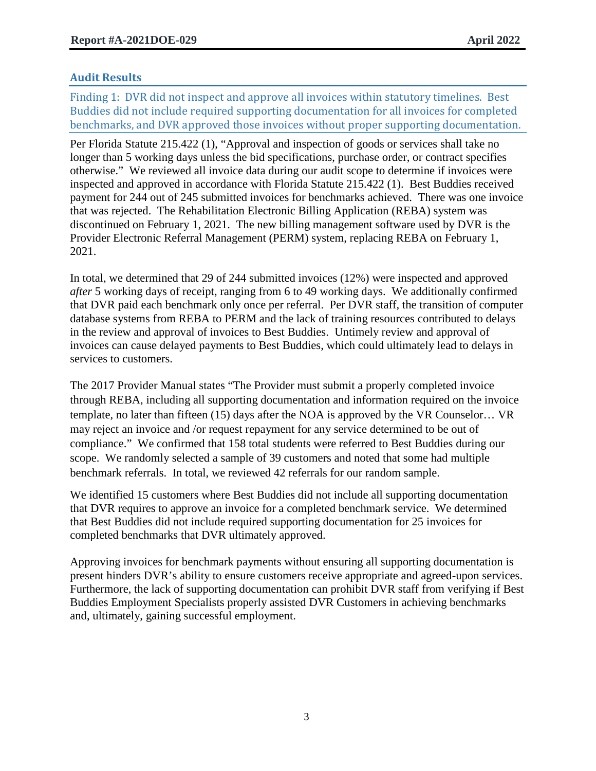## Audit Results

### Finding 1: DVR did not inspect and approve all invoices within statutory timelines. Best Buddies did not include required supporting documentation for all invoices for completed benchmarks, and DVR approved those invoices without proper supporting documentation.

Per Florida Statute 215.422 (1), "Approval and inspection of goods or services shall take no longer than 5 working days unless the bid specifications, purchase order, or contract specifies otherwise." We reviewed all invoice data during our audit scope to determine if invoices were inspected and approved in accordance with Florida Statute 215.422 (1). Best Buddies received payment for 244 out of 245 submitted invoices for benchmarks achieved. There was one invoice that was rejected. The Rehabilitation Electronic Billing Application (REBA) system was discontinued on February 1, 2021. The new billing management software used by DVR is the Provider Electronic Referral Management (PERM) system, replacing REBA on February 1, 2021.

In total, we determined that 29 of 244 submitted invoices (12%) were inspected and approved *after* 5 working days of receipt, ranging from 6 to 49 working days. We additionally confirmed that DVR paid each benchmark only once per referral. Per DVR staff, the transition of computer database systems from REBA to PERM and the lack of training resources contributed to delays in the review and approval of invoices to Best Buddies. Untimely review and approval of invoices can cause delayed payments to Best Buddies, which could ultimately lead to delays in services to customers.

The 2017 Provider Manual states "The Provider must submit a properly completed invoice through REBA, including all supporting documentation and information required on the invoice template, no later than fifteen (15) days after the NOA is approved by the VR Counselor… VR may reject an invoice and /or request repayment for any service determined to be out of compliance." We confirmed that 158 total students were referred to Best Buddies during our scope. We randomly selected a sample of 39 customers and noted that some had multiple benchmark referrals. In total, we reviewed 42 referrals for our random sample.

We identified 15 customers where Best Buddies did not include all supporting documentation that DVR requires to approve an invoice for a completed benchmark service. We determined that Best Buddies did not include required supporting documentation for 25 invoices for completed benchmarks that DVR ultimately approved.

Approving invoices for benchmark payments without ensuring all supporting documentation is present hinders DVR's ability to ensure customers receive appropriate and agreed-upon services. Furthermore, the lack of supporting documentation can prohibit DVR staff from verifying if Best Buddies Employment Specialists properly assisted DVR Customers in achieving benchmarks and, ultimately, gaining successful employment.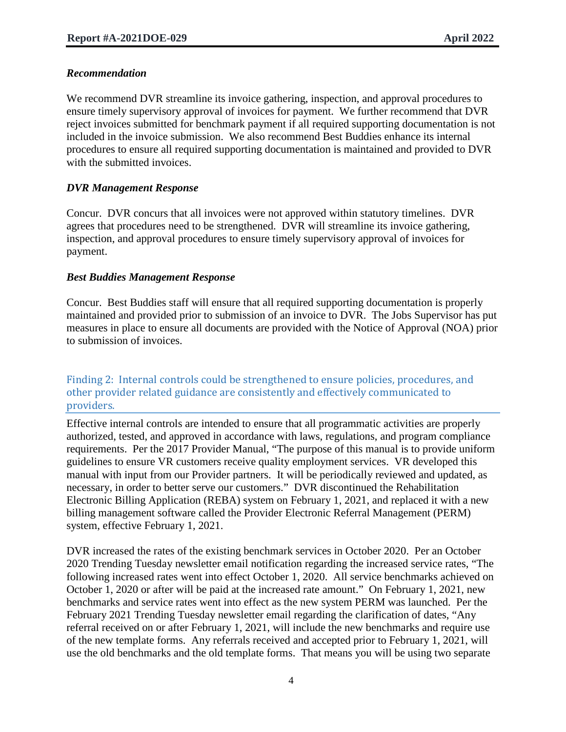### *Recommendation*

We recommend DVR streamline its invoice gathering, inspection, and approval procedures to ensure timely supervisory approval of invoices for payment. We further recommend that DVR reject invoices submitted for benchmark payment if all required supporting documentation is not included in the invoice submission. We also recommend Best Buddies enhance its internal procedures to ensure all required supporting documentation is maintained and provided to DVR with the submitted invoices.

### *DVR Management Response*

Concur. DVR concurs that all invoices were not approved within statutory timelines. DVR agrees that procedures need to be strengthened. DVR will streamline its invoice gathering, inspection, and approval procedures to ensure timely supervisory approval of invoices for payment.

### *Best Buddies Management Response*

Concur. Best Buddies staff will ensure that all required supporting documentation is properly maintained and provided prior to submission of an invoice to DVR. The Jobs Supervisor has put measures in place to ensure all documents are provided with the Notice of Approval (NOA) prior to submission of invoices.

## Finding 2: Internal controls could be strengthened to ensure policies, procedures, and other provider related guidance are consistently and effectively communicated to providers.

Effective internal controls are intended to ensure that all programmatic activities are properly authorized, tested, and approved in accordance with laws, regulations, and program compliance requirements. Per the 2017 Provider Manual, "The purpose of this manual is to provide uniform guidelines to ensure VR customers receive quality employment services. VR developed this manual with input from our Provider partners. It will be periodically reviewed and updated, as necessary, in order to better serve our customers." DVR discontinued the Rehabilitation Electronic Billing Application (REBA) system on February 1, 2021, and replaced it with a new billing management software called the Provider Electronic Referral Management (PERM) system, effective February 1, 2021.

DVR increased the rates of the existing benchmark services in October 2020. Per an October 2020 Trending Tuesday newsletter email notification regarding the increased service rates, "The following increased rates went into effect October 1, 2020. All service benchmarks achieved on October 1, 2020 or after will be paid at the increased rate amount." On February 1, 2021, new benchmarks and service rates went into effect as the new system PERM was launched. Per the February 2021 Trending Tuesday newsletter email regarding the clarification of dates, "Any referral received on or after February 1, 2021, will include the new benchmarks and require use of the new template forms. Any referrals received and accepted prior to February 1, 2021, will use the old benchmarks and the old template forms. That means you will be using two separate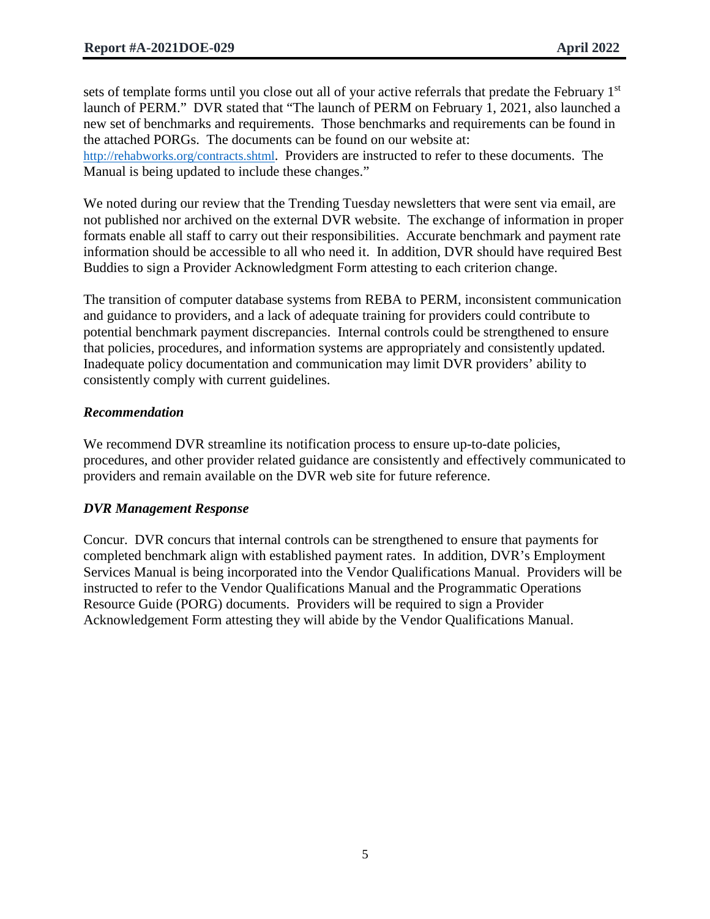sets of template forms until you close out all of your active referrals that predate the February 1st launch of PERM." DVR stated that "The launch of PERM on February 1, 2021, also launched a new set of benchmarks and requirements. Those benchmarks and requirements can be found in the attached PORGs. The documents can be found on our website at: http://rehabworks.org/contracts.shtml. Providers are instructed to refer to these documents. The Manual is being updated to include these changes."

We noted during our review that the Trending Tuesday newsletters that were sent via email, are not published nor archived on the external DVR website. The exchange of information in proper formats enable all staff to carry out their responsibilities. Accurate benchmark and payment rate information should be accessible to all who need it. In addition, DVR should have required Best Buddies to sign a Provider Acknowledgment Form attesting to each criterion change.

The transition of computer database systems from REBA to PERM, inconsistent communication and guidance to providers, and a lack of adequate training for providers could contribute to potential benchmark payment discrepancies. Internal controls could be strengthened to ensure that policies, procedures, and information systems are appropriately and consistently updated. Inadequate policy documentation and communication may limit DVR providers' ability to consistently comply with current guidelines.

### *Recommendation*

We recommend DVR streamline its notification process to ensure up-to-date policies, procedures, and other provider related guidance are consistently and effectively communicated to providers and remain available on the DVR web site for future reference.

### *DVR Management Response*

Concur. DVR concurs that internal controls can be strengthened to ensure that payments for completed benchmark align with established payment rates. In addition, DVR's Employment Services Manual is being incorporated into the Vendor Qualifications Manual. Providers will be instructed to refer to the Vendor Qualifications Manual and the Programmatic Operations Resource Guide (PORG) documents. Providers will be required to sign a Provider Acknowledgement Form attesting they will abide by the Vendor Qualifications Manual.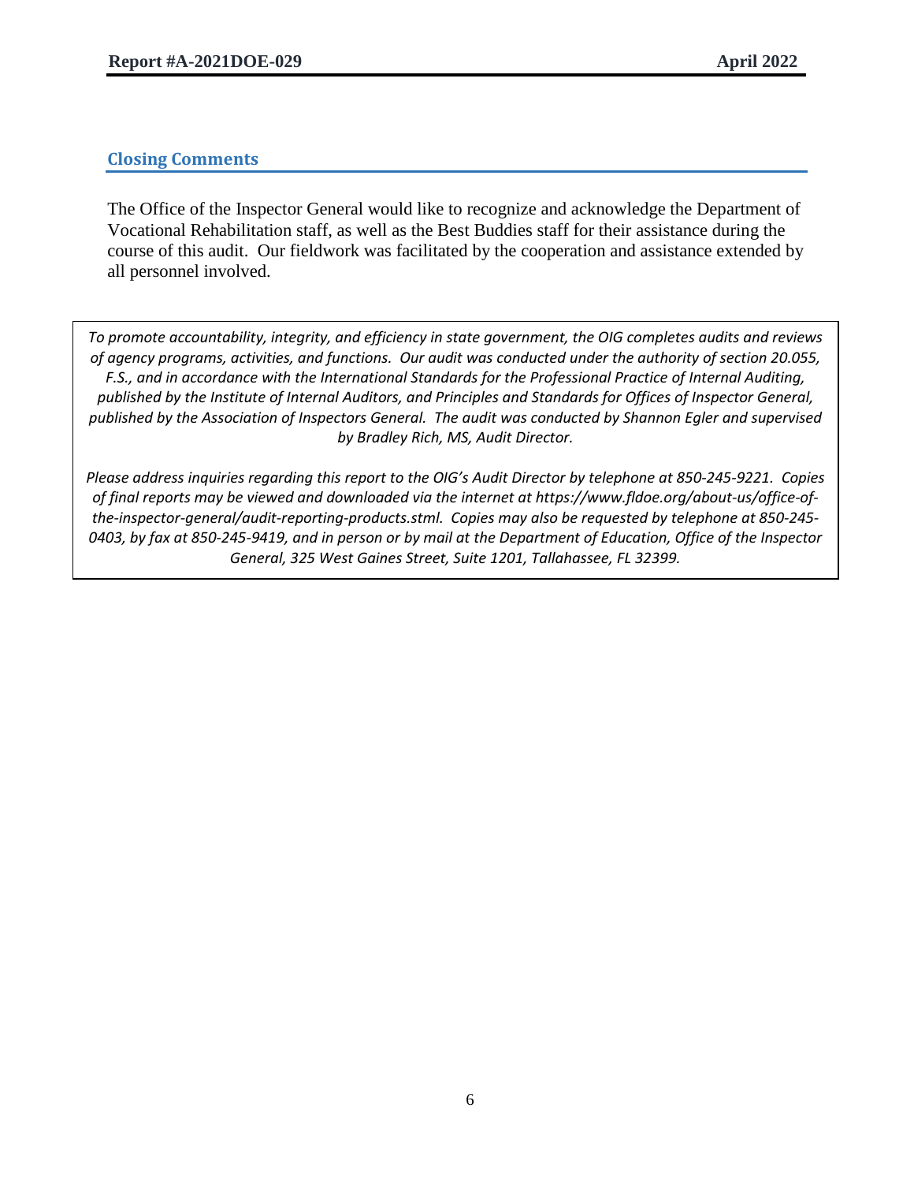## Closing Comments

The Office of the Inspector General would like to recognize and acknowledge the Department of Vocational Rehabilitation staff, as well as the Best Buddies staff for their assistance during the course of this audit. Our fieldwork was facilitated by the cooperation and assistance extended by all personnel involved.

*To promote accountability, integrity, and efficiency in state government, the OIG completes audits and reviews of agency programs, activities, and functions. Our audit was conducted under the authority of section 20.055, F.S., and in accordance with the International Standards for the Professional Practice of Internal Auditing, published by the Institute of Internal Auditors, and Principles and Standards for Offices of Inspector General, published by the Association of Inspectors General. The audit was conducted by Shannon Egler and supervised by Bradley Rich, MS, Audit Director.*

*Please address inquiries regarding this report to the OIG's Audit Director by telephone at 850-245-9221. Copies of final reports may be viewed and downloaded via the internet at https://www.fldoe.org/about-us/office-of-the-inspector-general/audit-reporting-products.stml. Copies may also be requested by telephone at 850-245-0403, by fax at 850-245-9419, and in person or by mail at the Department of Education, Office of the Inspector General, 325 West Gaines Street, Suite 1201, Tallahassee, FL 32399.*